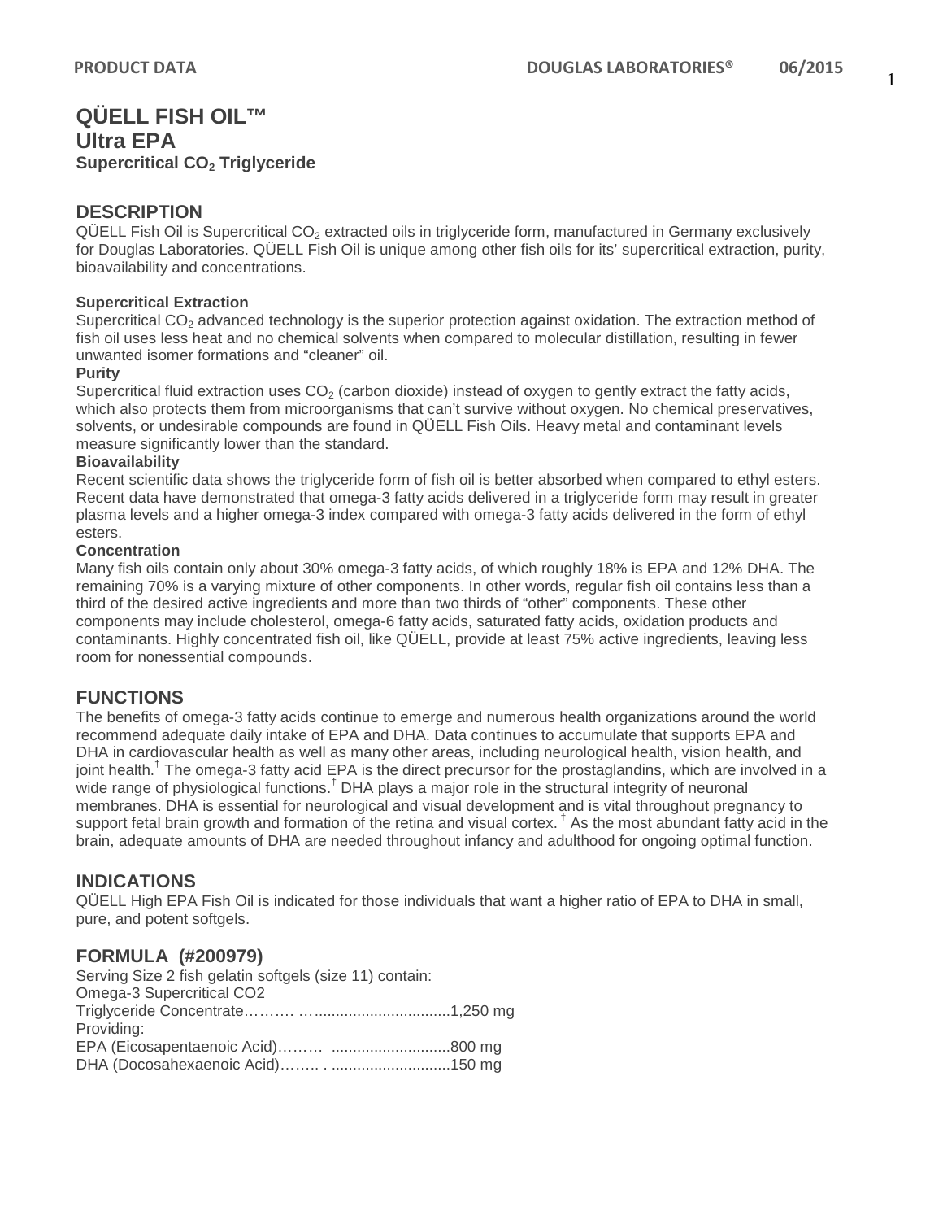# QÜELL FISH OIL™
## Ultra EPA
### Supercritical $CO_2$ Triglyceride

## DESCRIPTION

QÜELL Fish Oil is Supercritical $CO_2$ extracted oils in triglyceride form, manufactured in Germany exclusively for Douglas Laboratories. QÜELL Fish Oil is unique among other fish oils for its' supercritical extraction, purity, bioavailability and concentrations.

**Supercritical Extraction**

Supercritical $CO_2$ advanced technology is the superior protection against oxidation. The extraction method of fish oil uses less heat and no chemical solvents when compared to molecular distillation, resulting in fewer unwanted isomer formations and "cleaner" oil.

**Purity**

Supercritical fluid extraction uses $CO_2$ (carbon dioxide) instead of oxygen to gently extract the fatty acids, which also protects them from microorganisms that can't survive without oxygen. No chemical preservatives, solvents, or undesirable compounds are found in QÜELL Fish Oils. Heavy metal and contaminant levels measure significantly lower than the standard.

**Bioavailability**

Recent scientific data shows the triglyceride form of fish oil is better absorbed when compared to ethyl esters. Recent data have demonstrated that omega-3 fatty acids delivered in a triglyceride form may result in greater plasma levels and a higher omega-3 index compared with omega-3 fatty acids delivered in the form of ethyl esters.

**Concentration**

Many fish oils contain only about 30% omega-3 fatty acids, of which roughly 18% is EPA and 12% DHA. The remaining 70% is a varying mixture of other components. In other words, regular fish oil contains less than a third of the desired active ingredients and more than two thirds of "other" components. These other components may include cholesterol, omega-6 fatty acids, saturated fatty acids, oxidation products and contaminants. Highly concentrated fish oil, like QÜELL, provide at least 75% active ingredients, leaving less room for nonessential compounds.

## FUNCTIONS

The benefits of omega-3 fatty acids continue to emerge and numerous health organizations around the world recommend adequate daily intake of EPA and DHA. Data continues to accumulate that supports EPA and DHA in cardiovascular health as well as many other areas, including neurological health, vision health, and joint health.[†] The omega-3 fatty acid EPA is the direct precursor for the prostaglandins, which are involved in a wide range of physiological functions.[†] DHA plays a major role in the structural integrity of neuronal membranes. DHA is essential for neurological and visual development and is vital throughout pregnancy to support fetal brain growth and formation of the retina and visual cortex.[†] As the most abundant fatty acid in the brain, adequate amounts of DHA are needed throughout infancy and adulthood for ongoing optimal function.

## INDICATIONS

QÜELL High EPA Fish Oil is indicated for those individuals that want a higher ratio of EPA to DHA in small, pure, and potent softgels.

## FORMULA (#200979)

Serving Size 2 fish gelatin softgels (size 11) contain:
Omega-3 Supercritical CO2
Triglyceride Concentrate………. …..............................1,250 mg
Providing:
EPA (Eicosapentaenoic Acid)……… ...........................800 mg
DHA (Docosahexaenoic Acid)……. . ...........................150 mg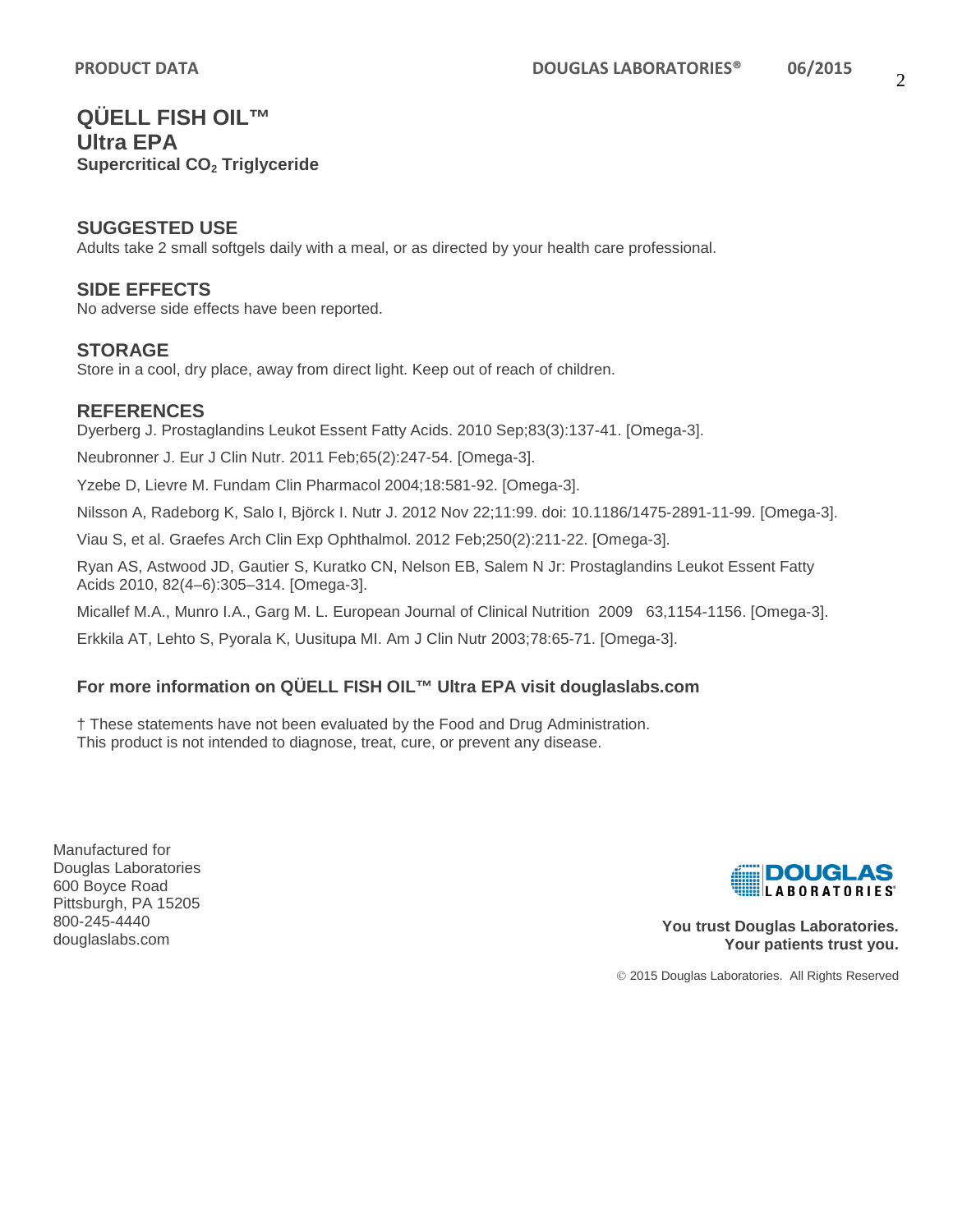# QÜELL FISH OIL™
## Ultra EPA
### Supercritical $CO_2$ Triglyceride

## SUGGESTED USE

Adults take 2 small softgels daily with a meal, or as directed by your health care professional.

## SIDE EFFECTS

No adverse side effects have been reported.

## STORAGE

Store in a cool, dry place, away from direct light. Keep out of reach of children.

## REFERENCES

Dyerberg J. Prostaglandins Leukot Essent Fatty Acids. 2010 Sep;83(3):137-41. [Omega-3].

Neubronner J. Eur J Clin Nutr. 2011 Feb;65(2):247-54. [Omega-3].

Yzebe D, Lievre M. Fundam Clin Pharmacol 2004;18:581-92. [Omega-3].

Nilsson A, Radeborg K, Salo I, Björck I. Nutr J. 2012 Nov 22;11:99. doi: 10.1186/1475-2891-11-99. [Omega-3].

Viau S, et al. Graefes Arch Clin Exp Ophthalmol. 2012 Feb;250(2):211-22. [Omega-3].

Ryan AS, Astwood JD, Gautier S, Kuratko CN, Nelson EB, Salem N Jr: Prostaglandins Leukot Essent Fatty Acids 2010, 82(4–6):305–314. [Omega-3].

Micallef M.A., Munro I.A., Garg M. L. European Journal of Clinical Nutrition 2009 63,1154-1156. [Omega-3].

Erkkila AT, Lehto S, Pyorala K, Uusitupa MI. Am J Clin Nutr 2003;78:65-71. [Omega-3].

**For more information on QÜELL FISH OIL™ Ultra EPA visit douglaslabs.com**

† These statements have not been evaluated by the Food and Drug Administration.
This product is not intended to diagnose, treat, cure, or prevent any disease.

Manufactured for
Douglas Laboratories
600 Boyce Road
Pittsburgh, PA 15205
800-245-4440
douglaslabs.com

DOUGLAS LABORATORIES

**You trust Douglas Laboratories.**
**Your patients trust you.**

© 2015 Douglas Laboratories. All Rights Reserved